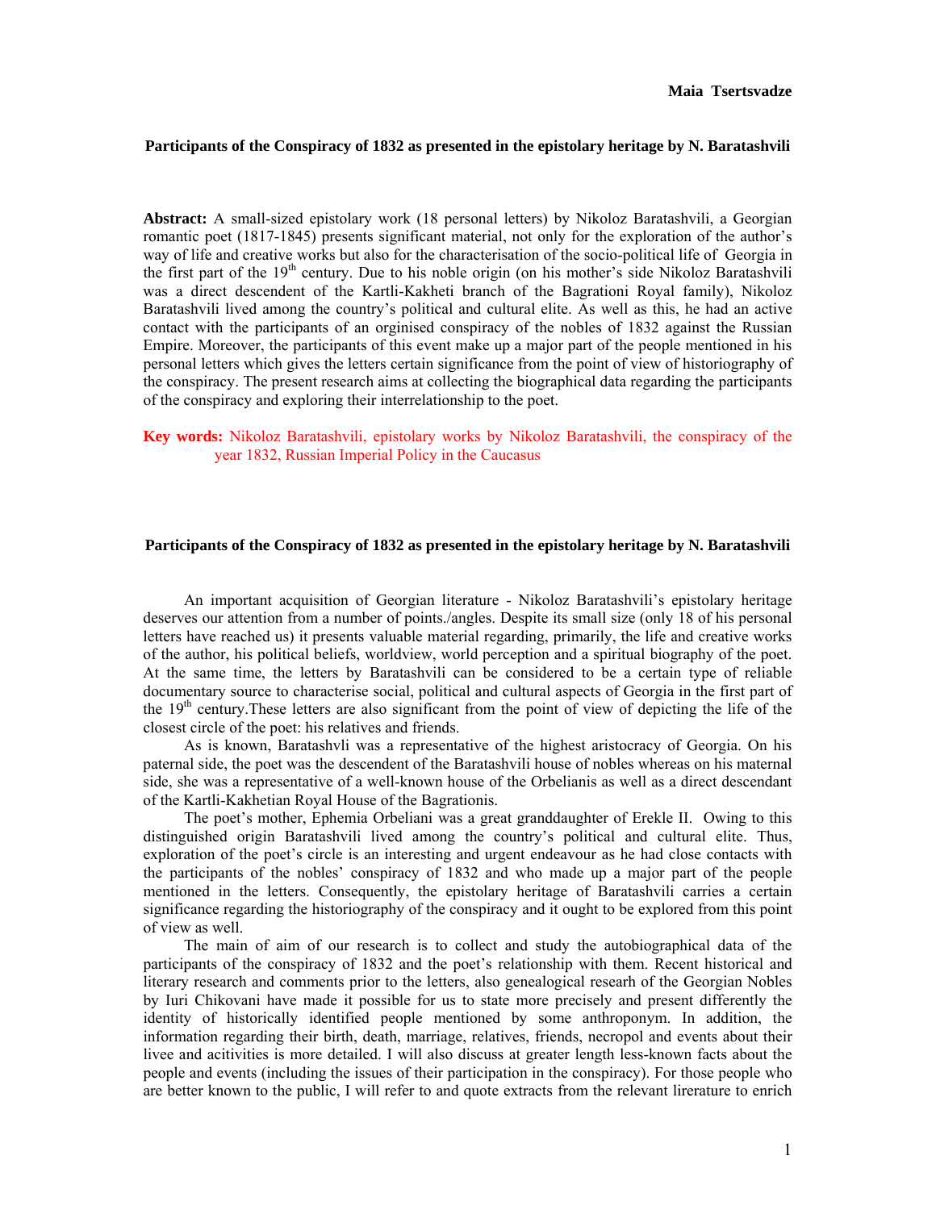**Maia Tsertsvadze**

## Participants of the Conspiracy of 1832 as presented in the epistolary heritage by N. Baratashvili

**Abstract:** A small-sized epistolary work (18 personal letters) by Nikoloz Baratashvili, a Georgian romantic poet (1817-1845) presents significant material, not only for the exploration of the author's way of life and creative works but also for the characterisation of the socio-political life of Georgia in the first part of the 19th century. Due to his noble origin (on his mother's side Nikoloz Baratashvili was a direct descendent of the Kartli-Kakheti branch of the Bagrationi Royal family), Nikoloz Baratashvili lived among the country's political and cultural elite. As well as this, he had an active contact with the participants of an orginised conspiracy of the nobles of 1832 against the Russian Empire. Moreover, the participants of this event make up a major part of the people mentioned in his personal letters which gives the letters certain significance from the point of view of historiography of the conspiracy. The present research aims at collecting the biographical data regarding the participants of the conspiracy and exploring their interrelationship to the poet.

**Key words:** Nikoloz Baratashvili, epistolary works by Nikoloz Baratashvili, the conspiracy of the year 1832, Russian Imperial Policy in the Caucasus

## Participants of the Conspiracy of 1832 as presented in the epistolary heritage by N. Baratashvili

An important acquisition of Georgian literature - Nikoloz Baratashvili's epistolary heritage deserves our attention from a number of points./angles. Despite its small size (only 18 of his personal letters have reached us) it presents valuable material regarding, primarily, the life and creative works of the author, his political beliefs, worldview, world perception and a spiritual biography of the poet. At the same time, the letters by Baratashvili can be considered to be a certain type of reliable documentary source to characterise social, political and cultural aspects of Georgia in the first part of the 19th century.These letters are also significant from the point of view of depicting the life of the closest circle of the poet: his relatives and friends.

As is known, Baratashvli was a representative of the highest aristocracy of Georgia. On his paternal side, the poet was the descendent of the Baratashvili house of nobles whereas on his maternal side, she was a representative of a well-known house of the Orbelianis as well as a direct descendant of the Kartli-Kakhetian Royal House of the Bagrationis.

The poet's mother, Ephemia Orbeliani was a great granddaughter of Erekle II. Owing to this distinguished origin Baratashvili lived among the country's political and cultural elite. Thus, exploration of the poet's circle is an interesting and urgent endeavour as he had close contacts with the participants of the nobles' conspiracy of 1832 and who made up a major part of the people mentioned in the letters. Consequently, the epistolary heritage of Baratashvili carries a certain significance regarding the historiography of the conspiracy and it ought to be explored from this point of view as well.

The main of aim of our research is to collect and study the autobiographical data of the participants of the conspiracy of 1832 and the poet's relationship with them. Recent historical and literary research and comments prior to the letters, also genealogical researh of the Georgian Nobles by Iuri Chikovani have made it possible for us to state more precisely and present differently the identity of historically identified people mentioned by some anthroponym. In addition, the information regarding their birth, death, marriage, relatives, friends, necropol and events about their livee and acitivities is more detailed. I will also discuss at greater length less-known facts about the people and events (including the issues of their participation in the conspiracy). For those people who are better known to the public, I will refer to and quote extracts from the relevant lirerature to enrich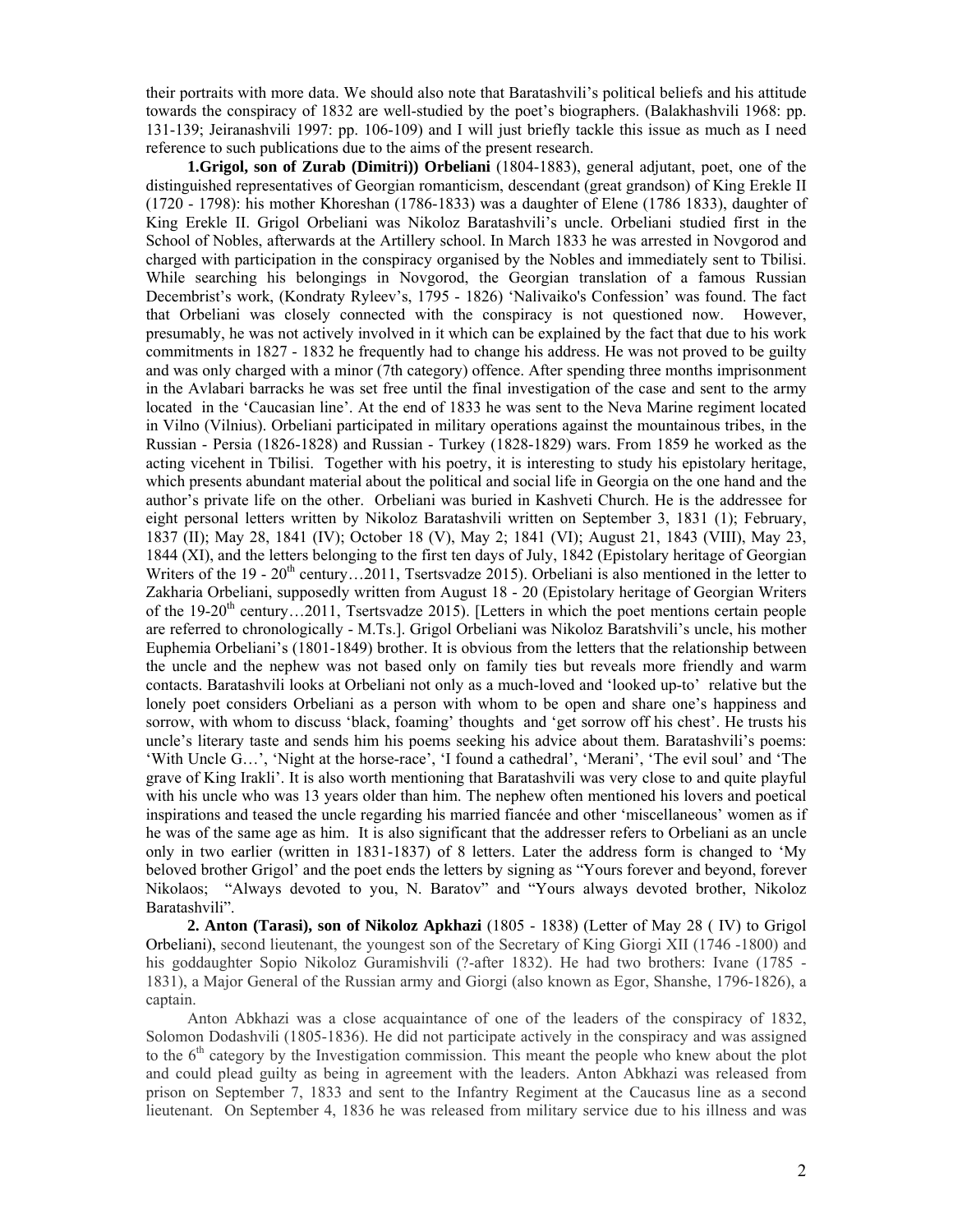their portraits with more data. We should also note that Baratashvili's political beliefs and his attitude towards the conspiracy of 1832 are well-studied by the poet's biographers. (Balakhashvili 1968: pp. 131-139; Jeiranashvili 1997: pp. 106-109) and I will just briefly tackle this issue as much as I need reference to such publications due to the aims of the present research.

**1.Grigol, son of Zurab (Dimitri)) Orbeliani** (1804-1883), general adjutant, poet, one of the distinguished representatives of Georgian romanticism, descendant (great grandson) of King Erekle II (1720 - 1798): his mother Khoreshan (1786-1833) was a daughter of Elene (1786 1833), daughter of King Erekle II. Grigol Orbeliani was Nikoloz Baratashvili's uncle. Orbeliani studied first in the School of Nobles, afterwards at the Artillery school. In March 1833 he was arrested in Novgorod and charged with participation in the conspiracy organised by the Nobles and immediately sent to Tbilisi. While searching his belongings in Novgorod, the Georgian translation of a famous Russian Decembrist's work, (Kondraty Ryleev's, 1795 - 1826) 'Nalivaiko's Confession' was found. The fact that Orbeliani was closely connected with the conspiracy is not questioned now. However, presumably, he was not actively involved in it which can be explained by the fact that due to his work commitments in 1827 - 1832 he frequently had to change his address. He was not proved to be guilty and was only charged with a minor (7th category) offence. After spending three months imprisonment in the Avlabari barracks he was set free until the final investigation of the case and sent to the army located in the 'Caucasian line'. At the end of 1833 he was sent to the Neva Marine regiment located in Vilno (Vilnius). Orbeliani participated in military operations against the mountainous tribes, in the Russian - Persia (1826-1828) and Russian - Turkey (1828-1829) wars. From 1859 he worked as the acting vicehent in Tbilisi. Together with his poetry, it is interesting to study his epistolary heritage, which presents abundant material about the political and social life in Georgia on the one hand and the author's private life on the other. Orbeliani was buried in Kashveti Church. He is the addressee for eight personal letters written by Nikoloz Baratashvili written on September 3, 1831 (1); February, 1837 (II); May 28, 1841 (IV); October 18 (V), May 2; 1841 (VI); August 21, 1843 (VIII), May 23, 1844 (XI), and the letters belonging to the first ten days of July, 1842 (Epistolary heritage of Georgian Writers of the 19 - 20th century…2011, Tsertsvadze 2015). Orbeliani is also mentioned in the letter to Zakharia Orbeliani, supposedly written from August 18 - 20 (Epistolary heritage of Georgian Writers of the 19-20th century…2011, Tsertsvadze 2015). [Letters in which the poet mentions certain people are referred to chronologically - M.Ts.]. Grigol Orbeliani was Nikoloz Baratshvili's uncle, his mother Euphemia Orbeliani's (1801-1849) brother. It is obvious from the letters that the relationship between the uncle and the nephew was not based only on family ties but reveals more friendly and warm contacts. Baratashvili looks at Orbeliani not only as a much-loved and 'looked up-to' relative but the lonely poet considers Orbeliani as a person with whom to be open and share one's happiness and sorrow, with whom to discuss 'black, foaming' thoughts and 'get sorrow off his chest'. He trusts his uncle's literary taste and sends him his poems seeking his advice about them. Baratashvili's poems: 'With Uncle G…', 'Night at the horse-race', 'I found a cathedral', 'Merani', 'The evil soul' and 'The grave of King Irakli'. It is also worth mentioning that Baratashvili was very close to and quite playful with his uncle who was 13 years older than him. The nephew often mentioned his lovers and poetical inspirations and teased the uncle regarding his married fiancée and other 'miscellaneous' women as if he was of the same age as him. It is also significant that the addresser refers to Orbeliani as an uncle only in two earlier (written in 1831-1837) of 8 letters. Later the address form is changed to 'My beloved brother Grigol' and the poet ends the letters by signing as "Yours forever and beyond, forever Nikolaos; "Always devoted to you, N. Baratov" and "Yours always devoted brother, Nikoloz Baratashvili".

**2. Anton (Tarasi), son of Nikoloz Apkhazi** (1805 - 1838) (Letter of May 28 ( IV) to Grigol Orbeliani), second lieutenant, the youngest son of the Secretary of King Giorgi XII (1746 -1800) and his goddaughter Sopio Nikoloz Guramishvili (?-after 1832). He had two brothers: Ivane (1785 - 1831), a Major General of the Russian army and Giorgi (also known as Egor, Shanshe, 1796-1826), a captain.

Anton Abkhazi was a close acquaintance of one of the leaders of the conspiracy of 1832, Solomon Dodashvili (1805-1836). He did not participate actively in the conspiracy and was assigned to the 6th category by the Investigation commission. This meant the people who knew about the plot and could plead guilty as being in agreement with the leaders. Anton Abkhazi was released from prison on September 7, 1833 and sent to the Infantry Regiment at the Caucasus line as a second lieutenant. On September 4, 1836 he was released from military service due to his illness and was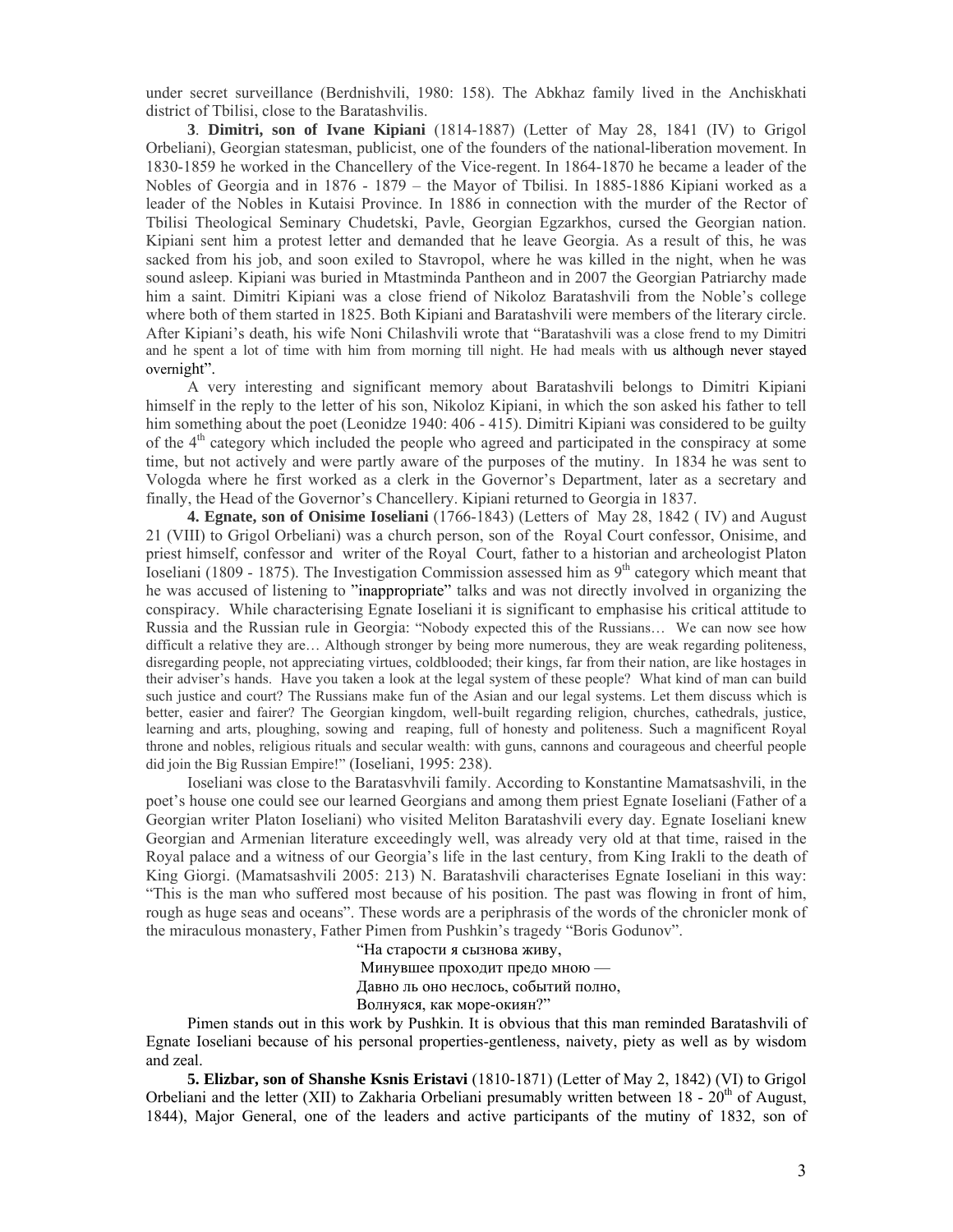under secret surveillance (Berdnishvili, 1980: 158). The Abkhaz family lived in the Anchiskhati district of Tbilisi, close to the Baratashvilis.

**3**. **Dimitri, son of Ivane Kipiani** (1814-1887) (Letter of May 28, 1841 (IV) to Grigol Orbeliani), Georgian statesman, publicist, one of the founders of the national-liberation movement. In 1830-1859 he worked in the Chancellery of the Vice-regent. In 1864-1870 he became a leader of the Nobles of Georgia and in 1876 - 1879 – the Mayor of Tbilisi. In 1885-1886 Kipiani worked as a leader of the Nobles in Kutaisi Province. In 1886 in connection with the murder of the Rector of Tbilisi Theological Seminary Chudetski, Pavle, Georgian Egzarkhos, cursed the Georgian nation. Kipiani sent him a protest letter and demanded that he leave Georgia. As a result of this, he was sacked from his job, and soon exiled to Stavropol, where he was killed in the night, when he was sound asleep. Kipiani was buried in Mtastminda Pantheon and in 2007 the Georgian Patriarchy made him a saint. Dimitri Kipiani was a close friend of Nikoloz Baratashvili from the Noble's college where both of them started in 1825. Both Kipiani and Baratashvili were members of the literary circle. After Kipiani's death, his wife Noni Chilashvili wrote that "Baratashvili was a close frend to my Dimitri and he spent a lot of time with him from morning till night. He had meals with us although never stayed overnight".

A very interesting and significant memory about Baratashvili belongs to Dimitri Kipiani himself in the reply to the letter of his son, Nikoloz Kipiani, in which the son asked his father to tell him something about the poet (Leonidze 1940: 406 - 415). Dimitri Kipiani was considered to be guilty of the 4th category which included the people who agreed and participated in the conspiracy at some time, but not actively and were partly aware of the purposes of the mutiny. In 1834 he was sent to Vologda where he first worked as a clerk in the Governor's Department, later as a secretary and finally, the Head of the Governor's Chancellery. Kipiani returned to Georgia in 1837.

**4. Egnate, son of Onisime Ioseliani** (1766-1843) (Letters of May 28, 1842 ( IV) and August 21 (VIII) to Grigol Orbeliani) was a church person, son of the Royal Court confessor, Onisime, and priest himself, confessor and writer of the Royal Court, father to a historian and archeologist Platon Ioseliani (1809 - 1875). The Investigation Commission assessed him as 9th category which meant that he was accused of listening to "inappropriate" talks and was not directly involved in organizing the conspiracy. While characterising Egnate Ioseliani it is significant to emphasise his critical attitude to Russia and the Russian rule in Georgia: "Nobody expected this of the Russians… We can now see how difficult a relative they are… Although stronger by being more numerous, they are weak regarding politeness, disregarding people, not appreciating virtues, coldblooded; their kings, far from their nation, are like hostages in their adviser's hands. Have you taken a look at the legal system of these people? What kind of man can build such justice and court? The Russians make fun of the Asian and our legal systems. Let them discuss which is better, easier and fairer? The Georgian kingdom, well-built regarding religion, churches, cathedrals, justice, learning and arts, ploughing, sowing and reaping, full of honesty and politeness. Such a magnificent Royal throne and nobles, religious rituals and secular wealth: with guns, cannons and courageous and cheerful people did join the Big Russian Empire!" (Ioseliani, 1995: 238).

Ioseliani was close to the Baratasvhvili family. According to Konstantine Mamatsashvili, in the poet's house one could see our learned Georgians and among them priest Egnate Ioseliani (Father of a Georgian writer Platon Ioseliani) who visited Meliton Baratashvili every day. Egnate Ioseliani knew Georgian and Armenian literature exceedingly well, was already very old at that time, raised in the Royal palace and a witness of our Georgia's life in the last century, from King Irakli to the death of King Giorgi. (Mamatsashvili 2005: 213) N. Baratashvili characterises Egnate Ioseliani in this way: "This is the man who suffered most because of his position. The past was flowing in front of him, rough as huge seas and oceans". These words are a periphrasis of the words of the chronicler monk of the miraculous monastery, Father Pimen from Pushkin's tragedy "Boris Godunov".

"На старости я сызнова живу,  
Минувшее проходит предо мною —  
Давно ль оно неслось, событий полно,  
Волнуяся, как море-окиян?"

Pimen stands out in this work by Pushkin. It is obvious that this man reminded Baratashvili of Egnate Ioseliani because of his personal properties-gentleness, naivety, piety as well as by wisdom and zeal.

**5. Elizbar, son of Shanshe Ksnis Eristavi** (1810-1871) (Letter of May 2, 1842) (VI) to Grigol Orbeliani and the letter (XII) to Zakharia Orbeliani presumably written between 18 - 20th of August, 1844), Major General, one of the leaders and active participants of the mutiny of 1832, son of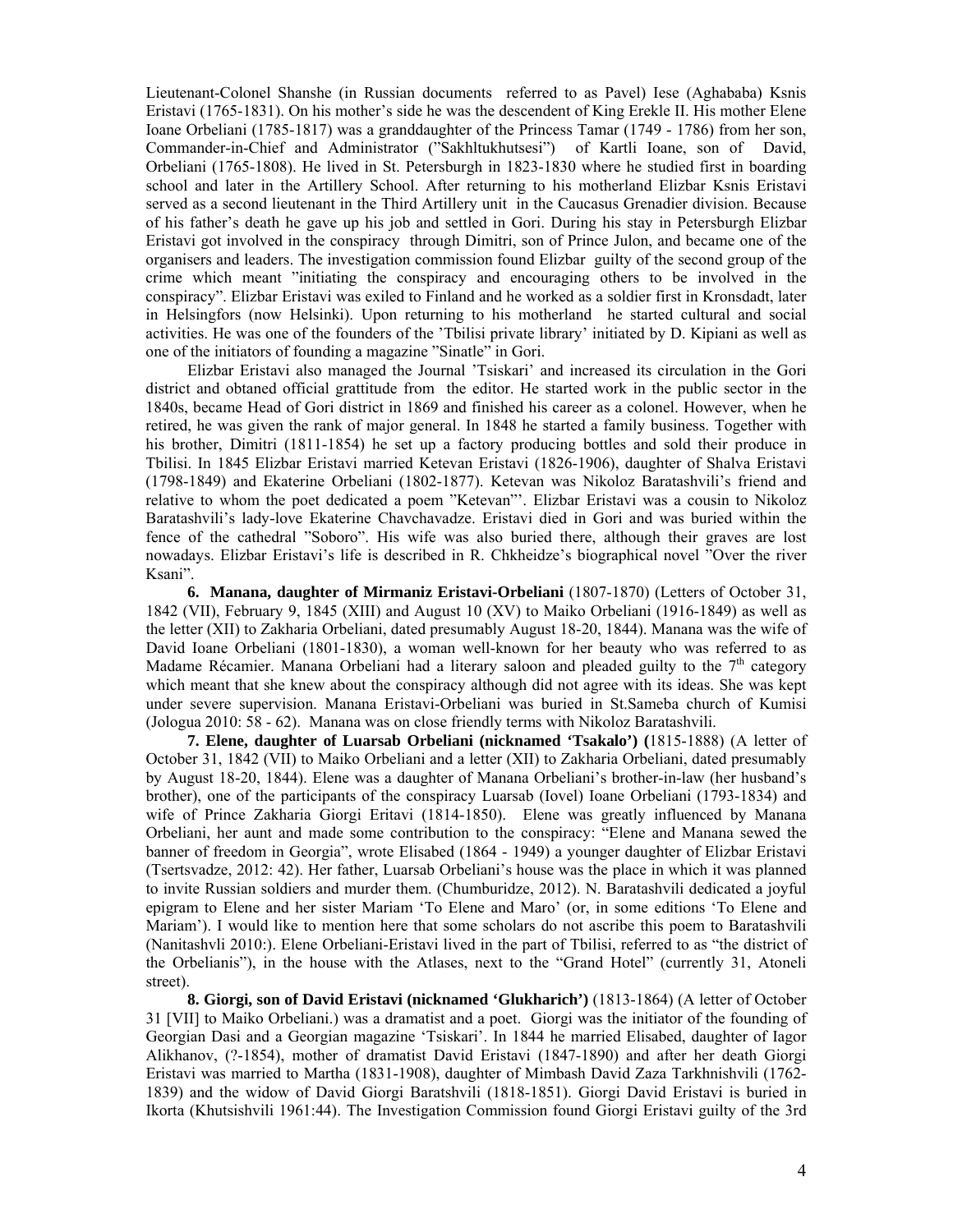Lieutenant-Colonel Shanshe (in Russian documents referred to as Pavel) Iese (Aghababa) Ksnis Eristavi (1765-1831). On his mother's side he was the descendent of King Erekle II. His mother Elene Ioane Orbeliani (1785-1817) was a granddaughter of the Princess Tamar (1749 - 1786) from her son, Commander-in-Chief and Administrator ("Sakhltukhutsesi") of Kartli Ioane, son of David, Orbeliani (1765-1808). He lived in St. Petersburgh in 1823-1830 where he studied first in boarding school and later in the Artillery School. After returning to his motherland Elizbar Ksnis Eristavi served as a second lieutenant in the Third Artillery unit in the Caucasus Grenadier division. Because of his father's death he gave up his job and settled in Gori. During his stay in Petersburgh Elizbar Eristavi got involved in the conspiracy through Dimitri, son of Prince Julon, and became one of the organisers and leaders. The investigation commission found Elizbar guilty of the second group of the crime which meant "initiating the conspiracy and encouraging others to be involved in the conspiracy". Elizbar Eristavi was exiled to Finland and he worked as a soldier first in Kronsdadt, later in Helsingfors (now Helsinki). Upon returning to his motherland he started cultural and social activities. He was one of the founders of the 'Tbilisi private library' initiated by D. Kipiani as well as one of the initiators of founding a magazine "Sinatle" in Gori.

Elizbar Eristavi also managed the Journal 'Tsiskari' and increased its circulation in the Gori district and obtaned official grattitude from the editor. He started work in the public sector in the 1840s, became Head of Gori district in 1869 and finished his career as a colonel. However, when he retired, he was given the rank of major general. In 1848 he started a family business. Together with his brother, Dimitri (1811-1854) he set up a factory producing bottles and sold their produce in Tbilisi. In 1845 Elizbar Eristavi married Ketevan Eristavi (1826-1906), daughter of Shalva Eristavi (1798-1849) and Ekaterine Orbeliani (1802-1877). Ketevan was Nikoloz Baratashvili's friend and relative to whom the poet dedicated a poem "Ketevan"'. Elizbar Eristavi was a cousin to Nikoloz Baratashvili's lady-love Ekaterine Chavchavadze. Eristavi died in Gori and was buried within the fence of the cathedral "Soboro". His wife was also buried there, although their graves are lost nowadays. Elizbar Eristavi's life is described in R. Chkheidze's biographical novel "Over the river Ksani".

**6. Manana, daughter of Mirmaniz Eristavi-Orbeliani** (1807-1870) (Letters of October 31, 1842 (VII), February 9, 1845 (XIII) and August 10 (XV) to Maiko Orbeliani (1916-1849) as well as the letter (XII) to Zakharia Orbeliani, dated presumably August 18-20, 1844). Manana was the wife of David Ioane Orbeliani (1801-1830), a woman well-known for her beauty who was referred to as Madame Récamier. Manana Orbeliani had a literary saloon and pleaded guilty to the 7th category which meant that she knew about the conspiracy although did not agree with its ideas. She was kept under severe supervision. Manana Eristavi-Orbeliani was buried in St.Sameba church of Kumisi (Jologua 2010: 58 - 62). Manana was on close friendly terms with Nikoloz Baratashvili.

**7. Elene, daughter of Luarsab Orbeliani (nicknamed 'Tsakalo') (**1815-1888) (A letter of October 31, 1842 (VII) to Maiko Orbeliani and a letter (XII) to Zakharia Orbeliani, dated presumably by August 18-20, 1844). Elene was a daughter of Manana Orbeliani's brother-in-law (her husband's brother), one of the participants of the conspiracy Luarsab (Iovel) Ioane Orbeliani (1793-1834) and wife of Prince Zakharia Giorgi Eritavi (1814-1850). Elene was greatly influenced by Manana Orbeliani, her aunt and made some contribution to the conspiracy: "Elene and Manana sewed the banner of freedom in Georgia", wrote Elisabed (1864 - 1949) a younger daughter of Elizbar Eristavi (Tsertsvadze, 2012: 42). Her father, Luarsab Orbeliani's house was the place in which it was planned to invite Russian soldiers and murder them. (Chumburidze, 2012). N. Baratashvili dedicated a joyful epigram to Elene and her sister Mariam 'To Elene and Maro' (or, in some editions 'To Elene and Mariam'). I would like to mention here that some scholars do not ascribe this poem to Baratashvili (Nanitashvli 2010:). Elene Orbeliani-Eristavi lived in the part of Tbilisi, referred to as "the district of the Orbelianis"), in the house with the Atlases, next to the "Grand Hotel" (currently 31, Atoneli street).

**8. Giorgi, son of David Eristavi (nicknamed 'Glukharich')** (1813-1864) (A letter of October 31 [VII] to Maiko Orbeliani.) was a dramatist and a poet. Giorgi was the initiator of the founding of Georgian Dasi and a Georgian magazine 'Tsiskari'. In 1844 he married Elisabed, daughter of Iagor Alikhanov, (?-1854), mother of dramatist David Eristavi (1847-1890) and after her death Giorgi Eristavi was married to Martha (1831-1908), daughter of Mimbash David Zaza Tarkhnishvili (1762-1839) and the widow of David Giorgi Baratshvili (1818-1851). Giorgi David Eristavi is buried in Ikorta (Khutsishvili 1961:44). The Investigation Commission found Giorgi Eristavi guilty of the 3rd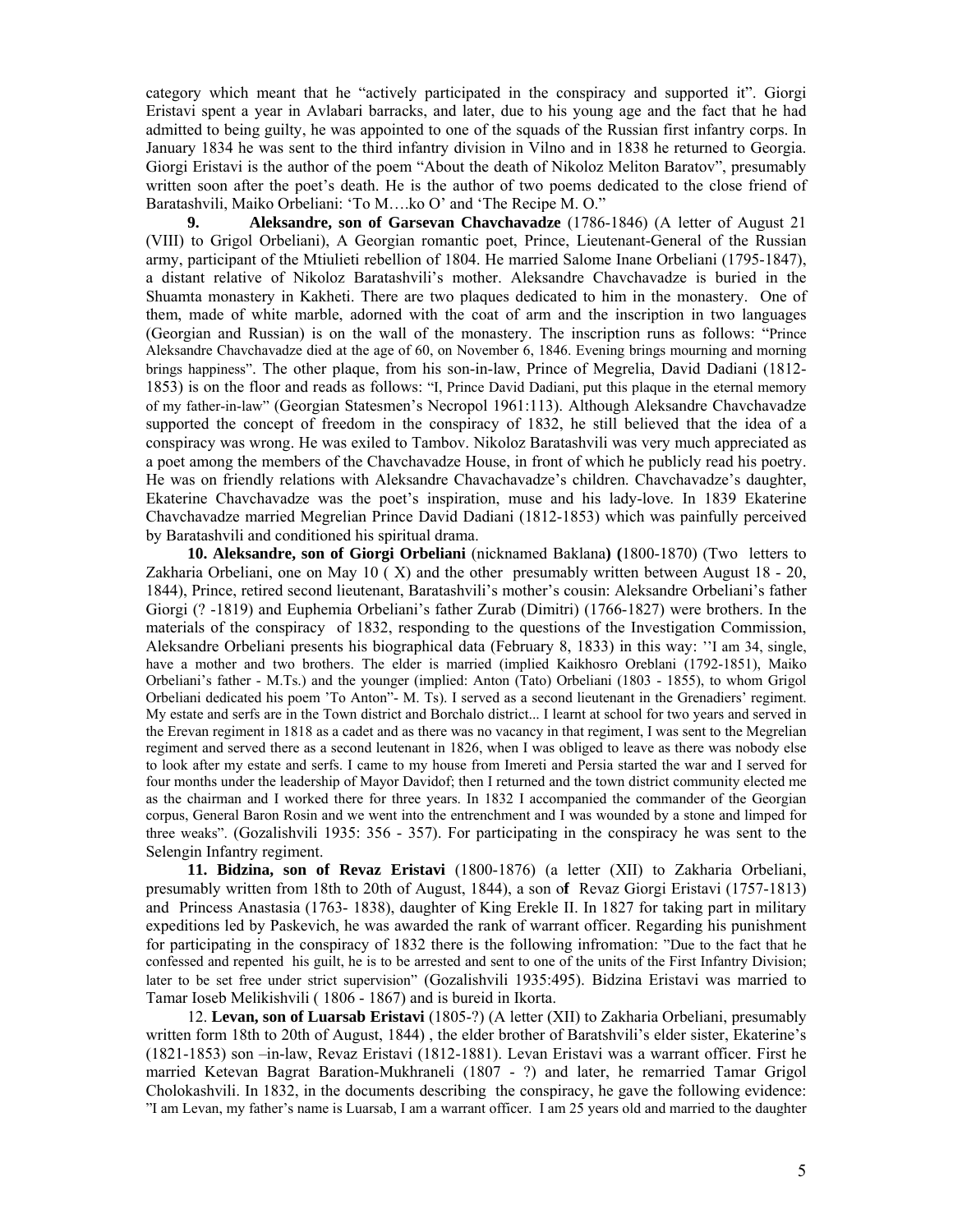category which meant that he "actively participated in the conspiracy and supported it". Giorgi Eristavi spent a year in Avlabari barracks, and later, due to his young age and the fact that he had admitted to being guilty, he was appointed to one of the squads of the Russian first infantry corps. In January 1834 he was sent to the third infantry division in Vilno and in 1838 he returned to Georgia. Giorgi Eristavi is the author of the poem "About the death of Nikoloz Meliton Baratov", presumably written soon after the poet's death. He is the author of two poems dedicated to the close friend of Baratashvili, Maiko Orbeliani: 'To M….ko O' and 'The Recipe M. O."

**9. Aleksandre, son of Garsevan Chavchavadze** (1786-1846) (A letter of August 21 (VIII) to Grigol Orbeliani), A Georgian romantic poet, Prince, Lieutenant-General of the Russian army, participant of the Mtiulieti rebellion of 1804. He married Salome Inane Orbeliani (1795-1847), a distant relative of Nikoloz Baratashvili's mother. Aleksandre Chavchavadze is buried in the Shuamta monastery in Kakheti. There are two plaques dedicated to him in the monastery. One of them, made of white marble, adorned with the coat of arm and the inscription in two languages (Georgian and Russian) is on the wall of the monastery. The inscription runs as follows: "Prince Aleksandre Chavchavadze died at the age of 60, on November 6, 1846. Evening brings mourning and morning brings happiness". The other plaque, from his son-in-law, Prince of Megrelia, David Dadiani (1812-1853) is on the floor and reads as follows: "I, Prince David Dadiani, put this plaque in the eternal memory of my father-in-law" (Georgian Statesmen's Necropol 1961:113). Although Aleksandre Chavchavadze supported the concept of freedom in the conspiracy of 1832, he still believed that the idea of a conspiracy was wrong. He was exiled to Tambov. Nikoloz Baratashvili was very much appreciated as a poet among the members of the Chavchavadze House, in front of which he publicly read his poetry. He was on friendly relations with Aleksandre Chavachavadze's children. Chavchavadze's daughter, Ekaterine Chavchavadze was the poet's inspiration, muse and his lady-love. In 1839 Ekaterine Chavchavadze married Megrelian Prince David Dadiani (1812-1853) which was painfully perceived by Baratashvili and conditioned his spiritual drama.

**10. Aleksandre, son of Giorgi Orbeliani** (nicknamed Baklana**)** **(**1800-1870) (Two letters to Zakharia Orbeliani, one on May 10 ( X) and the other presumably written between August 18 - 20, 1844), Prince, retired second lieutenant, Baratashvili's mother's cousin: Aleksandre Orbeliani's father Giorgi (? -1819) and Euphemia Orbeliani's father Zurab (Dimitri) (1766-1827) were brothers. In the materials of the conspiracy of 1832, responding to the questions of the Investigation Commission, Aleksandre Orbeliani presents his biographical data (February 8, 1833) in this way: ''I am 34, single, have a mother and two brothers. The elder is married (implied Kaikhosro Oreblani (1792-1851), Maiko Orbeliani's father - M.Ts.) and the younger (implied: Anton (Tato) Orbeliani (1803 - 1855), to whom Grigol Orbeliani dedicated his poem 'To Anton"- M. Ts). I served as a second lieutenant in the Grenadiers' regiment. My estate and serfs are in the Town district and Borchalo district... I learnt at school for two years and served in the Erevan regiment in 1818 as a cadet and as there was no vacancy in that regiment, I was sent to the Megrelian regiment and served there as a second leutenant in 1826, when I was obliged to leave as there was nobody else to look after my estate and serfs. I came to my house from Imereti and Persia started the war and I served for four months under the leadership of Mayor Davidof; then I returned and the town district community elected me as the chairman and I worked there for three years. In 1832 I accompanied the commander of the Georgian corpus, General Baron Rosin and we went into the entrenchment and I was wounded by a stone and limped for three weaks". (Gozalishvili 1935: 356 - 357). For participating in the conspiracy he was sent to the Selengin Infantry regiment.

**11. Bidzina, son of Revaz Eristavi** (1800-1876) (a letter (XII) to Zakharia Orbeliani, presumably written from 18th to 20th of August, 1844), a son o**f** Revaz Giorgi Eristavi (1757-1813) and Princess Anastasia (1763- 1838), daughter of King Erekle II. In 1827 for taking part in military expeditions led by Paskevich, he was awarded the rank of warrant officer. Regarding his punishment for participating in the conspiracy of 1832 there is the following infromation: "Due to the fact that he confessed and repented his guilt, he is to be arrested and sent to one of the units of the First Infantry Division; later to be set free under strict supervision" (Gozalishvili 1935:495). Bidzina Eristavi was married to Tamar Ioseb Melikishvili ( 1806 - 1867) and is bureid in Ikorta.

12. **Levan, son of Luarsab Eristavi** (1805-?) (A letter (XII) to Zakharia Orbeliani, presumably written form 18th to 20th of August, 1844) , the elder brother of Baratshvili's elder sister, Ekaterine's (1821-1853) son –in-law, Revaz Eristavi (1812-1881). Levan Eristavi was a warrant officer. First he married Ketevan Bagrat Baration-Mukhraneli (1807 - ?) and later, he remarried Tamar Grigol Cholokashvili. In 1832, in the documents describing the conspiracy, he gave the following evidence: "I am Levan, my father's name is Luarsab, I am a warrant officer. I am 25 years old and married to the daughter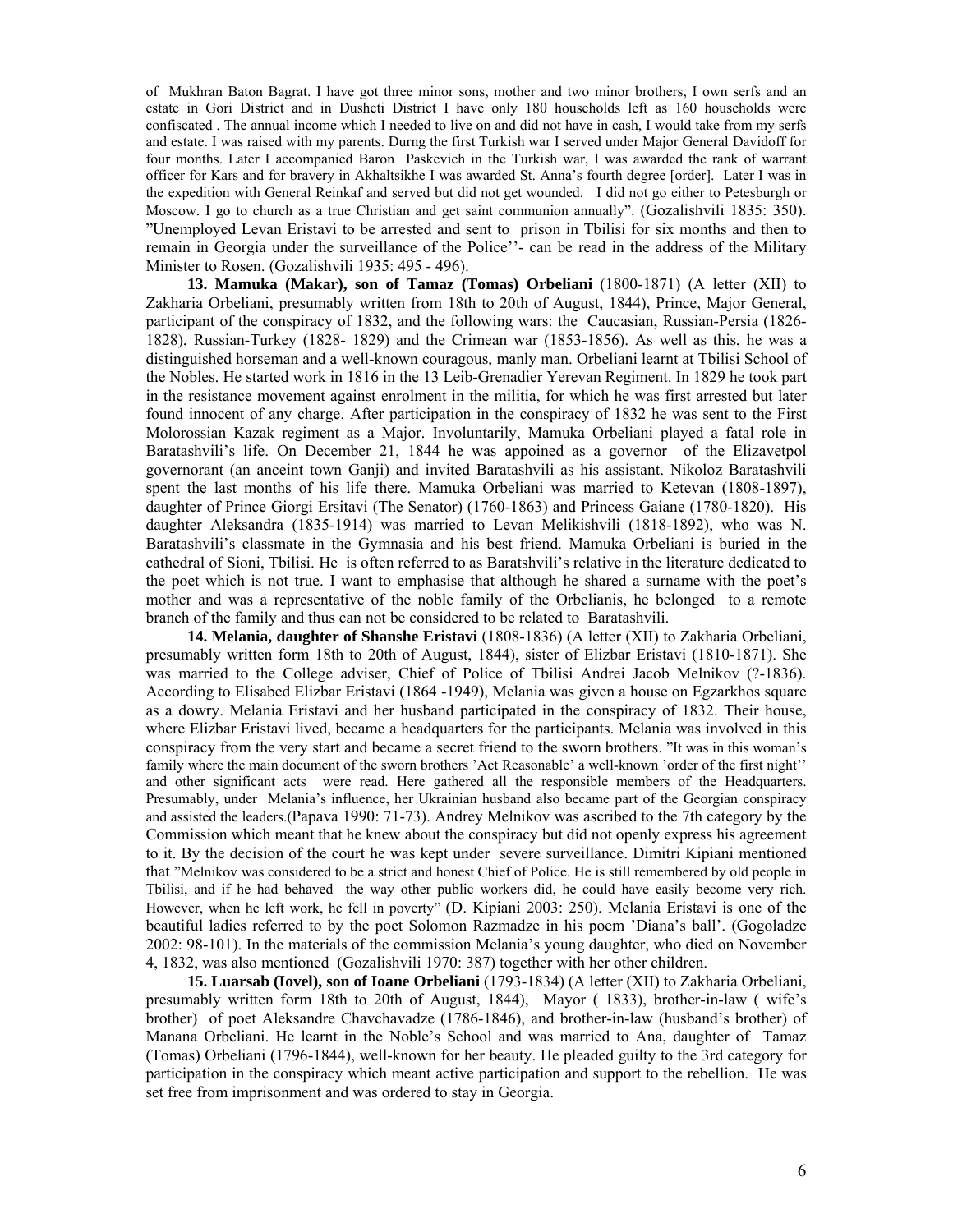of Mukhran Baton Bagrat. I have got three minor sons, mother and two minor brothers, I own serfs and an estate in Gori District and in Dusheti District I have only 180 households left as 160 households were confiscated . The annual income which I needed to live on and did not have in cash, I would take from my serfs and estate. I was raised with my parents. Durng the first Turkish war I served under Major General Davidoff for four months. Later I accompanied Baron Paskevich in the Turkish war, I was awarded the rank of warrant officer for Kars and for bravery in Akhaltsikhe I was awarded St. Anna's fourth degree [order]. Later I was in the expedition with General Reinkaf and served but did not get wounded. I did not go either to Petesburgh or Moscow. I go to church as a true Christian and get saint communion annually". (Gozalishvili 1835: 350). "Unemployed Levan Eristavi to be arrested and sent to prison in Tbilisi for six months and then to remain in Georgia under the surveillance of the Police''- can be read in the address of the Military Minister to Rosen. (Gozalishvili 1935: 495 - 496).

**13. Mamuka (Makar), son of Tamaz (Tomas) Orbeliani** (1800-1871) (A letter (XII) to Zakharia Orbeliani, presumably written from 18th to 20th of August, 1844), Prince, Major General, participant of the conspiracy of 1832, and the following wars: the Caucasian, Russian-Persia (1826-1828), Russian-Turkey (1828- 1829) and the Crimean war (1853-1856). As well as this, he was a distinguished horseman and a well-known couragous, manly man. Orbeliani learnt at Tbilisi School of the Nobles. He started work in 1816 in the 13 Leib-Grenadier Yerevan Regiment. In 1829 he took part in the resistance movement against enrolment in the militia, for which he was first arrested but later found innocent of any charge. After participation in the conspiracy of 1832 he was sent to the First Molorossian Kazak regiment as a Major. Involuntarily, Mamuka Orbeliani played a fatal role in Baratashvili's life. On December 21, 1844 he was appoined as a governor of the Elizavetpol governorant (an anceint town Ganji) and invited Baratashvili as his assistant. Nikoloz Baratashvili spent the last months of his life there. Mamuka Orbeliani was married to Ketevan (1808-1897), daughter of Prince Giorgi Ersitavi (The Senator) (1760-1863) and Princess Gaiane (1780-1820). His daughter Aleksandra (1835-1914) was married to Levan Melikishvili (1818-1892), who was N. Baratashvili's classmate in the Gymnasia and his best friend. Mamuka Orbeliani is buried in the cathedral of Sioni, Tbilisi. He is often referred to as Baratshvili's relative in the literature dedicated to the poet which is not true. I want to emphasise that although he shared a surname with the poet's mother and was a representative of the noble family of the Orbelianis, he belonged to a remote branch of the family and thus can not be considered to be related to Baratashvili.

**14. Melania, daughter of Shanshe Eristavi** (1808-1836) (A letter (XII) to Zakharia Orbeliani, presumably written form 18th to 20th of August, 1844), sister of Elizbar Eristavi (1810-1871). She was married to the College adviser, Chief of Police of Tbilisi Andrei Jacob Melnikov (?-1836). According to Elisabed Elizbar Eristavi (1864 -1949), Melania was given a house on Egzarkhos square as a dowry. Melania Eristavi and her husband participated in the conspiracy of 1832. Their house, where Elizbar Eristavi lived, became a headquarters for the participants. Melania was involved in this conspiracy from the very start and became a secret friend to the sworn brothers. "It was in this woman's family where the main document of the sworn brothers 'Act Reasonable' a well-known 'order of the first night'' and other significant acts were read. Here gathered all the responsible members of the Headquarters. Presumably, under Melania's influence, her Ukrainian husband also became part of the Georgian conspiracy and assisted the leaders.(Papava 1990: 71-73). Andrey Melnikov was ascribed to the 7th category by the Commission which meant that he knew about the conspiracy but did not openly express his agreement to it. By the decision of the court he was kept under severe surveillance. Dimitri Kipiani mentioned that "Melnikov was considered to be a strict and honest Chief of Police. He is still remembered by old people in Tbilisi, and if he had behaved the way other public workers did, he could have easily become very rich. However, when he left work, he fell in poverty" (D. Kipiani 2003: 250). Melania Eristavi is one of the beautiful ladies referred to by the poet Solomon Razmadze in his poem 'Diana's ball'. (Gogoladze 2002: 98-101). In the materials of the commission Melania's young daughter, who died on November 4, 1832, was also mentioned (Gozalishvili 1970: 387) together with her other children.

**15. Luarsab (Iovel), son of Ioane Orbeliani** (1793-1834) (A letter (XII) to Zakharia Orbeliani, presumably written form 18th to 20th of August, 1844), Mayor ( 1833), brother-in-law ( wife's brother) of poet Aleksandre Chavchavadze (1786-1846), and brother-in-law (husband's brother) of Manana Orbeliani. He learnt in the Noble's School and was married to Ana, daughter of Tamaz (Tomas) Orbeliani (1796-1844), well-known for her beauty. He pleaded guilty to the 3rd category for participation in the conspiracy which meant active participation and support to the rebellion. He was set free from imprisonment and was ordered to stay in Georgia.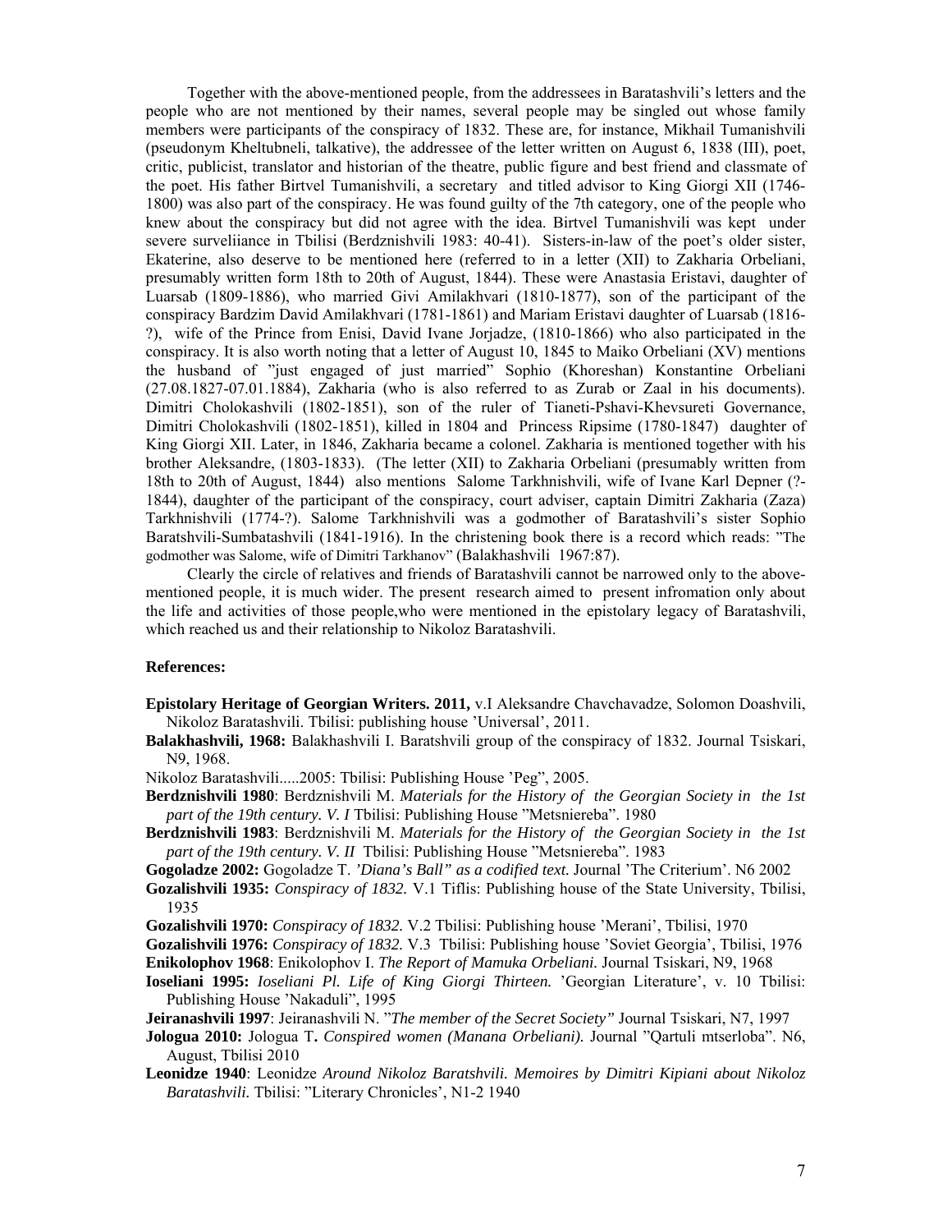Together with the above-mentioned people, from the addressees in Baratashvili's letters and the people who are not mentioned by their names, several people may be singled out whose family members were participants of the conspiracy of 1832. These are, for instance, Mikhail Tumanishvili (pseudonym Kheltubneli, talkative), the addressee of the letter written on August 6, 1838 (III), poet, critic, publicist, translator and historian of the theatre, public figure and best friend and classmate of the poet. His father Birtvel Tumanishvili, a secretary and titled advisor to King Giorgi XII (1746-1800) was also part of the conspiracy. He was found guilty of the 7th category, one of the people who knew about the conspiracy but did not agree with the idea. Birtvel Tumanishvili was kept under severe surveliiance in Tbilisi (Berdznishvili 1983: 40-41). Sisters-in-law of the poet's older sister, Ekaterine, also deserve to be mentioned here (referred to in a letter (XII) to Zakharia Orbeliani, presumably written form 18th to 20th of August, 1844). These were Anastasia Eristavi, daughter of Luarsab (1809-1886), who married Givi Amilakhvari (1810-1877), son of the participant of the conspiracy Bardzim David Amilakhvari (1781-1861) and Mariam Eristavi daughter of Luarsab (1816-?), wife of the Prince from Enisi, David Ivane Jorjadze, (1810-1866) who also participated in the conspiracy. It is also worth noting that a letter of August 10, 1845 to Maiko Orbeliani (XV) mentions the husband of "just engaged of just married" Sophio (Khoreshan) Konstantine Orbeliani (27.08.1827-07.01.1884), Zakharia (who is also referred to as Zurab or Zaal in his documents). Dimitri Cholokashvili (1802-1851), son of the ruler of Tianeti-Pshavi-Khevsureti Governance, Dimitri Cholokashvili (1802-1851), killed in 1804 and Princess Ripsime (1780-1847) daughter of King Giorgi XII. Later, in 1846, Zakharia became a colonel. Zakharia is mentioned together with his brother Aleksandre, (1803-1833). (The letter (XII) to Zakharia Orbeliani (presumably written from 18th to 20th of August, 1844) also mentions Salome Tarkhnishvili, wife of Ivane Karl Depner (?-1844), daughter of the participant of the conspiracy, court adviser, captain Dimitri Zakharia (Zaza) Tarkhnishvili (1774-?). Salome Tarkhnishvili was a godmother of Baratashvili's sister Sophio Baratshvili-Sumbatashvili (1841-1916). In the christening book there is a record which reads: "The godmother was Salome, wife of Dimitri Tarkhanov" (Balakhashvili 1967:87).

Clearly the circle of relatives and friends of Baratashvili cannot be narrowed only to the above-mentioned people, it is much wider. The present research aimed to present infromation only about the life and activities of those people,who were mentioned in the epistolary legacy of Baratashvili, which reached us and their relationship to Nikoloz Baratashvili.

**References:**

**Epistolary Heritage of Georgian Writers. 2011,** v.I Aleksandre Chavchavadze, Solomon Doashvili, Nikoloz Baratashvili. Tbilisi: publishing house 'Universal', 2011.

**Balakhashvili, 1968:** Balakhashvili I. Baratshvili group of the conspiracy of 1832. Journal Tsiskari, N9, 1968.

Nikoloz Baratashvili.....2005: Tbilisi: Publishing House 'Peg", 2005.

**Berdznishvili 1980**: Berdznishvili M. *Materials for the History of the Georgian Society in the 1st part of the 19th century. V. I* Tbilisi: Publishing House "Metsniereba". 1980

**Berdznishvili 1983**: Berdznishvili M. *Materials for the History of the Georgian Society in the 1st part of the 19th century. V. II* Tbilisi: Publishing House "Metsniereba". 1983

**Gogoladze 2002:** Gogoladze T. *'Diana's Ball" as a codified text.* Journal 'The Criterium'. N6 2002

**Gozalishvili 1935:** *Conspiracy of 1832.* V.1 Tiflis: Publishing house of the State University, Tbilisi, 1935

**Gozalishvili 1970:** *Conspiracy of 1832.* V.2 Tbilisi: Publishing house 'Merani', Tbilisi, 1970

**Gozalishvili 1976:** *Conspiracy of 1832.* V.3 Tbilisi: Publishing house 'Soviet Georgia', Tbilisi, 1976

**Enikolophov 1968**: Enikolophov I. *The Report of Mamuka Orbeliani.* Journal Tsiskari, N9, 1968

**Ioseliani 1995:** *Ioseliani Pl. Life of King Giorgi Thirteen.* 'Georgian Literature', v. 10 Tbilisi: Publishing House 'Nakaduli", 1995

**Jeiranashvili 1997**: Jeiranashvili N. "*The member of the Secret Society"* Journal Tsiskari, N7, 1997

**Jologua 2010:** Jologua T**.** *Conspired women (Manana Orbeliani).* Journal "Qartuli mtserloba". N6, August, Tbilisi 2010

**Leonidze 1940**: Leonidze *Around Nikoloz Baratshvili. Memoires by Dimitri Kipiani about Nikoloz Baratashvili.* Tbilisi: "Literary Chronicles', N1-2 1940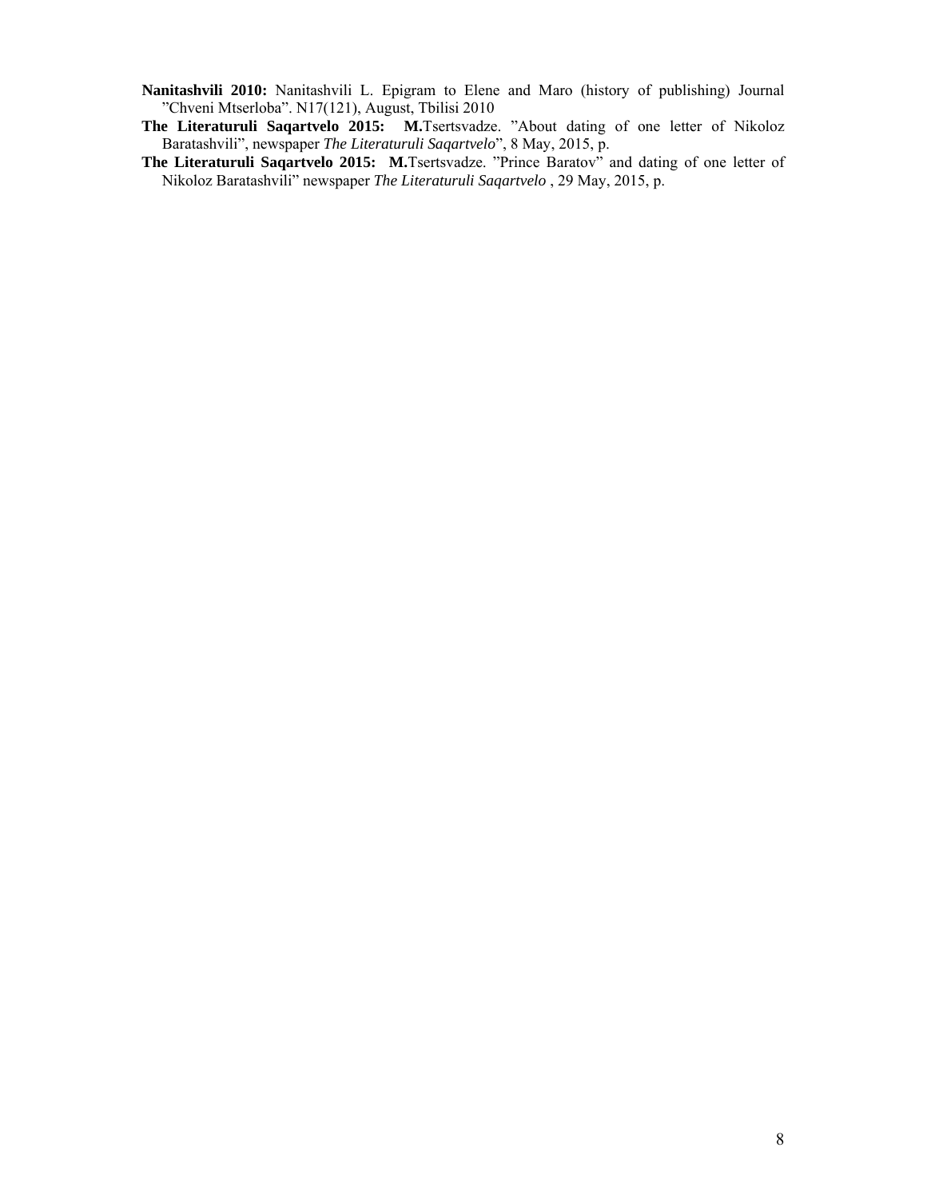**Nanitashvili 2010:** Nanitashvili L. Epigram to Elene and Maro (history of publishing) Journal ”Chveni Mtserloba”. N17(121), August, Tbilisi 2010

**The Literaturuli Saqartvelo 2015:** **M.**Tsertsvadze. ”About dating of one letter of Nikoloz Baratashvili”, newspaper *The Literaturuli Saqartvelo*”, 8 May, 2015, p.

**The Literaturuli Saqartvelo 2015:** **M.**Tsertsvadze. ”Prince Baratov” and dating of one letter of Nikoloz Baratashvili” newspaper *The Literaturuli Saqartvelo* , 29 May, 2015, p.